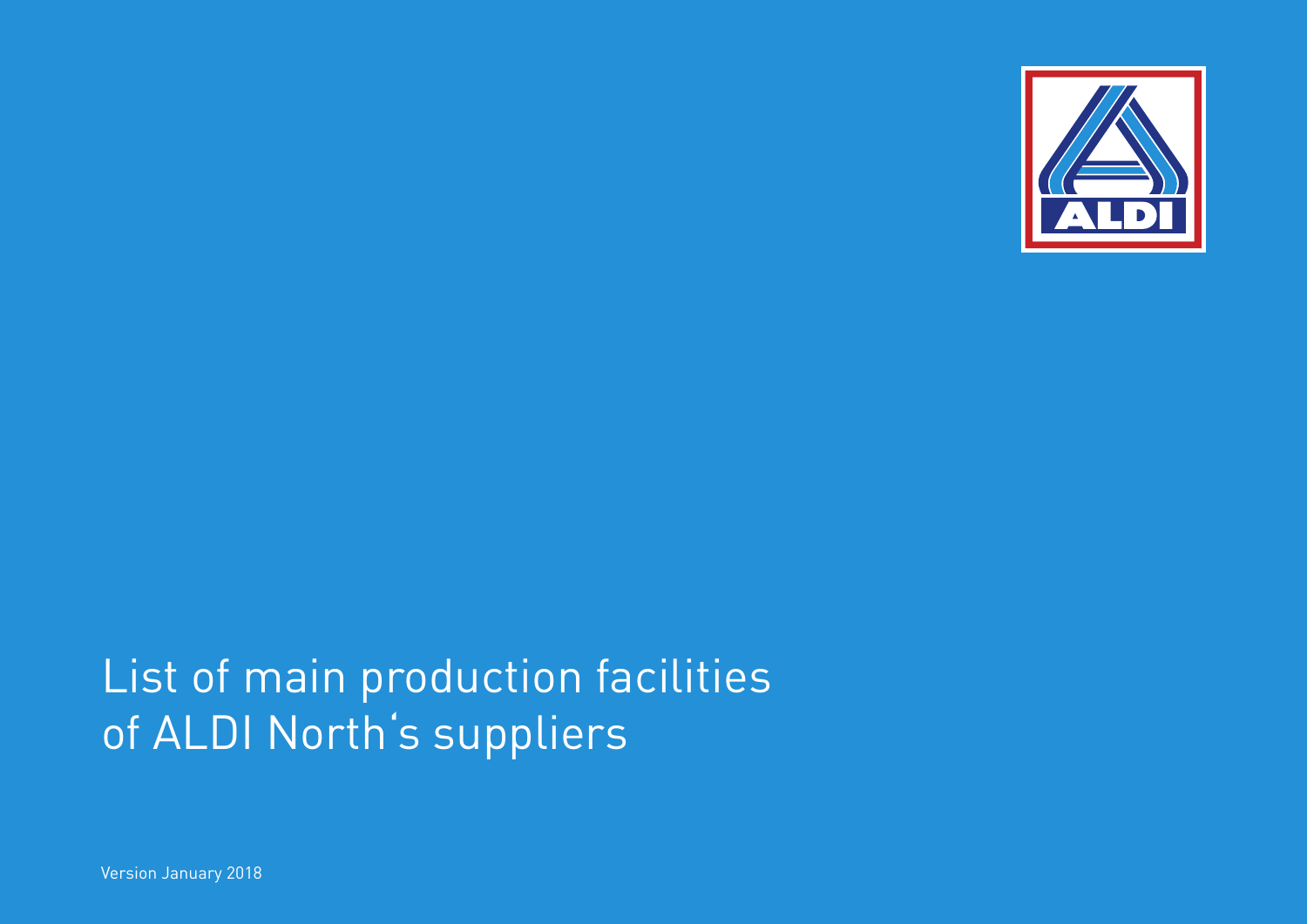# List of main production facilities of ALDI North‘s suppliers

Version January 2018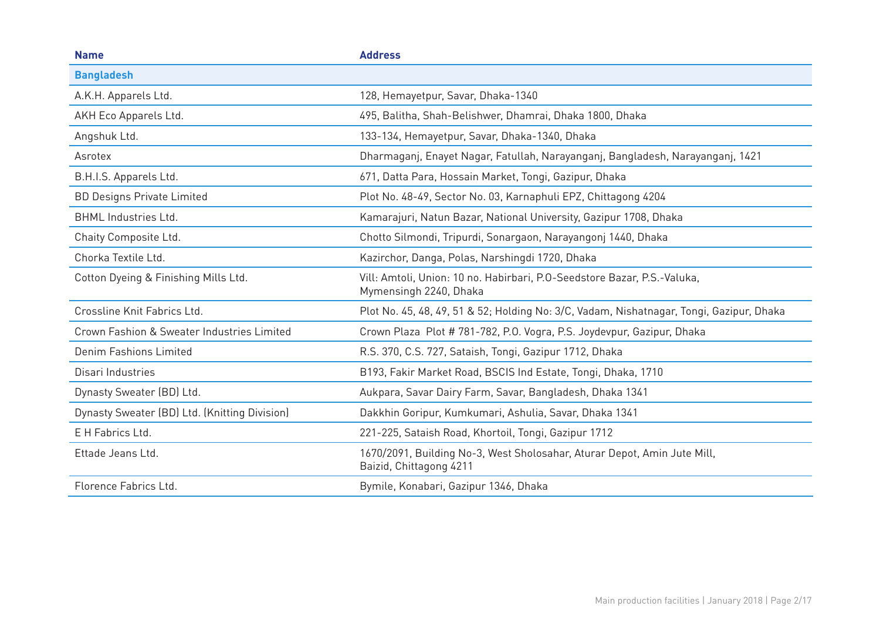| Name | Address |
|---|---|
| **Bangladesh** | |
| A.K.H. Apparels Ltd. | 128, Hemayetpur, Savar, Dhaka-1340 |
| AKH Eco Apparels Ltd. | 495, Balitha, Shah-Belishwer, Dhamrai, Dhaka 1800, Dhaka |
| Angshuk Ltd. | 133-134, Hemayetpur, Savar, Dhaka-1340, Dhaka |
| Asrotex | Dharmaganj, Enayet Nagar, Fatullah, Narayanganj, Bangladesh, Narayanganj, 1421 |
| B.H.I.S. Apparels Ltd. | 671, Datta Para, Hossain Market, Tongi, Gazipur, Dhaka |
| BD Designs Private Limited | Plot No. 48-49, Sector No. 03, Karnaphuli EPZ, Chittagong 4204 |
| BHML Industries Ltd. | Kamarajuri, Natun Bazar, National University, Gazipur 1708, Dhaka |
| Chaity Composite Ltd. | Chotto Silmondi, Tripurdi, Sonargaon, Narayangonj 1440, Dhaka |
| Chorka Textile Ltd. | Kazirchor, Danga, Polas, Narshingdi 1720, Dhaka |
| Cotton Dyeing & Finishing Mills Ltd. | Vill: Amtoli, Union: 10 no. Habirbari, P.O-Seedstore Bazar, P.S.-Valuka, Mymensingh 2240, Dhaka |
| Crossline Knit Fabrics Ltd. | Plot No. 45, 48, 49, 51 & 52; Holding No: 3/C, Vadam, Nishatnagar, Tongi, Gazipur, Dhaka |
| Crown Fashion & Sweater Industries Limited | Crown Plaza Plot # 781-782, P.O. Vogra, P.S. Joydevpur, Gazipur, Dhaka |
| Denim Fashions Limited | R.S. 370, C.S. 727, Sataish, Tongi, Gazipur 1712, Dhaka |
| Disari Industries | B193, Fakir Market Road, BSCIS Ind Estate, Tongi, Dhaka, 1710 |
| Dynasty Sweater (BD) Ltd. | Aukpara, Savar Dairy Farm, Savar, Bangladesh, Dhaka 1341 |
| Dynasty Sweater (BD) Ltd. (Knitting Division) | Dakkhin Goripur, Kumkumari, Ashulia, Savar, Dhaka 1341 |
| E H Fabrics Ltd. | 221-225, Sataish Road, Khortoil, Tongi, Gazipur 1712 |
| Ettade Jeans Ltd. | 1670/2091, Building No-3, West Sholosahar, Aturar Depot, Amin Jute Mill, Baizid, Chittagong 4211 |
| Florence Fabrics Ltd. | Bymile, Konabari, Gazipur 1346, Dhaka |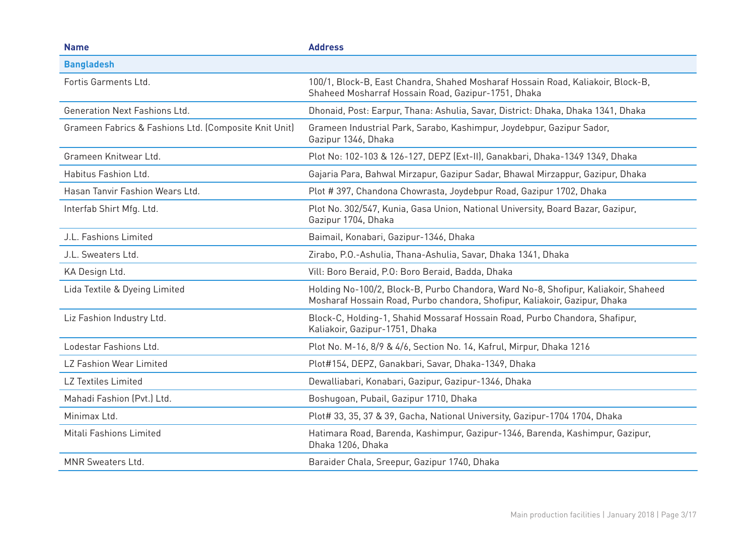| Name | Address |
|---|---|
| **Bangladesh** | |
| Fortis Garments Ltd. | 100/1, Block-B, East Chandra, Shahed Mosharaf Hossain Road, Kaliakoir, Block-B, Shaheed Mosharraf Hossain Road, Gazipur-1751, Dhaka |
| Generation Next Fashions Ltd. | Dhonaid, Post: Earpur, Thana: Ashulia, Savar, District: Dhaka, Dhaka 1341, Dhaka |
| Grameen Fabrics & Fashions Ltd. (Composite Knit Unit) | Grameen Industrial Park, Sarabo, Kashimpur, Joydebpur, Gazipur Sador, Gazipur 1346, Dhaka |
| Grameen Knitwear Ltd. | Plot No: 102-103 & 126-127, DEPZ (Ext-II), Ganakbari, Dhaka-1349 1349, Dhaka |
| Habitus Fashion Ltd. | Gajaria Para, Bahwal Mirzapur, Gazipur Sadar, Bhawal Mirzappur, Gazipur, Dhaka |
| Hasan Tanvir Fashion Wears Ltd. | Plot # 397, Chandona Chowrasta, Joydebpur Road, Gazipur 1702, Dhaka |
| Interfab Shirt Mfg. Ltd. | Plot No. 302/547, Kunia, Gasa Union, National University, Board Bazar, Gazipur, Gazipur 1704, Dhaka |
| J.L. Fashions Limited | Baimail, Konabari, Gazipur-1346, Dhaka |
| J.L. Sweaters Ltd. | Zirabo, P.O.-Ashulia, Thana-Ashulia, Savar, Dhaka 1341, Dhaka |
| KA Design Ltd. | Vill: Boro Beraid, P.O: Boro Beraid, Badda, Dhaka |
| Lida Textile & Dyeing Limited | Holding No-100/2, Block-B, Purbo Chandora, Ward No-8, Shofipur, Kaliakoir, Shaheed Mosharaf Hossain Road, Purbo chandora, Shofipur, Kaliakoir, Gazipur, Dhaka |
| Liz Fashion Industry Ltd. | Block-C, Holding-1, Shahid Mossaraf Hossain Road, Purbo Chandora, Shafipur, Kaliakoir, Gazipur-1751, Dhaka |
| Lodestar Fashions Ltd. | Plot No. M-16, 8/9 & 4/6, Section No. 14, Kafrul, Mirpur, Dhaka 1216 |
| LZ Fashion Wear Limited | Plot#154, DEPZ, Ganakbari, Savar, Dhaka-1349, Dhaka |
| LZ Textiles Limited | Dewalliabari, Konabari, Gazipur, Gazipur-1346, Dhaka |
| Mahadi Fashion (Pvt.) Ltd. | Boshugoan, Pubail, Gazipur 1710, Dhaka |
| Minimax Ltd. | Plot# 33, 35, 37 & 39, Gacha, National University, Gazipur-1704 1704, Dhaka |
| Mitali Fashions Limited | Hatimara Road, Barenda, Kashimpur, Gazipur-1346, Barenda, Kashimpur, Gazipur, Dhaka 1206, Dhaka |
| MNR Sweaters Ltd. | Baraider Chala, Sreepur, Gazipur 1740, Dhaka |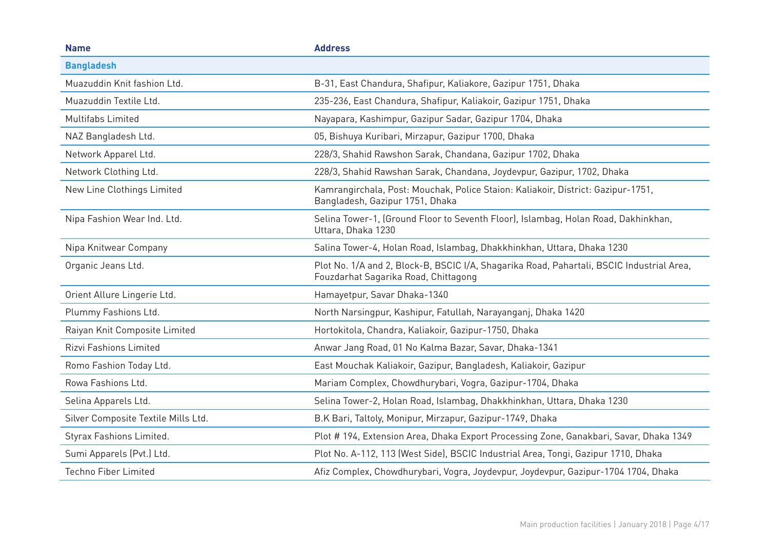| Name | Address |
|---|---|
| **Bangladesh** | |
| Muazuddin Knit fashion Ltd. | B-31, East Chandura, Shafipur, Kaliakore, Gazipur 1751, Dhaka |
| Muazuddin Textile Ltd. | 235-236, East Chandura, Shafipur, Kaliakoir, Gazipur 1751, Dhaka |
| Multifabs Limited | Nayapara, Kashimpur, Gazipur Sadar, Gazipur 1704, Dhaka |
| NAZ Bangladesh Ltd. | 05, Bishuya Kuribari, Mirzapur, Gazipur 1700, Dhaka |
| Network Apparel Ltd. | 228/3, Shahid Rawshon Sarak, Chandana, Gazipur 1702, Dhaka |
| Network Clothing Ltd. | 228/3, Shahid Rawshan Sarak, Chandana, Joydevpur, Gazipur, 1702, Dhaka |
| New Line Clothings Limited | Kamrangirchala, Post: Mouchak, Police Staion: Kaliakoir, District: Gazipur-1751, Bangladesh, Gazipur 1751, Dhaka |
| Nipa Fashion Wear Ind. Ltd. | Selina Tower-1, (Ground Floor to Seventh Floor), Islambag, Holan Road, Dakhinkhan, Uttara, Dhaka 1230 |
| Nipa Knitwear Company | Salina Tower-4, Holan Road, Islambag, Dhakkhinkhan, Uttara, Dhaka 1230 |
| Organic Jeans Ltd. | Plot No. 1/A and 2, Block-B, BSCIC I/A, Shagarika Road, Pahartali, BSCIC Industrial Area, Fouzdarhat Sagarika Road, Chittagong |
| Orient Allure Lingerie Ltd. | Hamayetpur, Savar Dhaka-1340 |
| Plummy Fashions Ltd. | North Narsingpur, Kashipur, Fatullah, Narayanganj, Dhaka 1420 |
| Raiyan Knit Composite Limited | Hortokitola, Chandra, Kaliakoir, Gazipur-1750, Dhaka |
| Rizvi Fashions Limited | Anwar Jang Road, 01 No Kalma Bazar, Savar, Dhaka-1341 |
| Romo Fashion Today Ltd. | East Mouchak Kaliakoir, Gazipur, Bangladesh, Kaliakoir, Gazipur |
| Rowa Fashions Ltd. | Mariam Complex, Chowdhurybari, Vogra, Gazipur-1704, Dhaka |
| Selina Apparels Ltd. | Selina Tower-2, Holan Road, Islambag, Dhakkhinkhan, Uttara, Dhaka 1230 |
| Silver Composite Textile Mills Ltd. | B.K Bari, Taltoly, Monipur, Mirzapur, Gazipur-1749, Dhaka |
| Styrax Fashions Limited. | Plot # 194, Extension Area, Dhaka Export Processing Zone, Ganakbari, Savar, Dhaka 1349 |
| Sumi Apparels (Pvt.) Ltd. | Plot No. A-112, 113 (West Side), BSCIC Industrial Area, Tongi, Gazipur 1710, Dhaka |
| Techno Fiber Limited | Afiz Complex, Chowdhurybari, Vogra, Joydevpur, Joydevpur, Gazipur-1704 1704, Dhaka |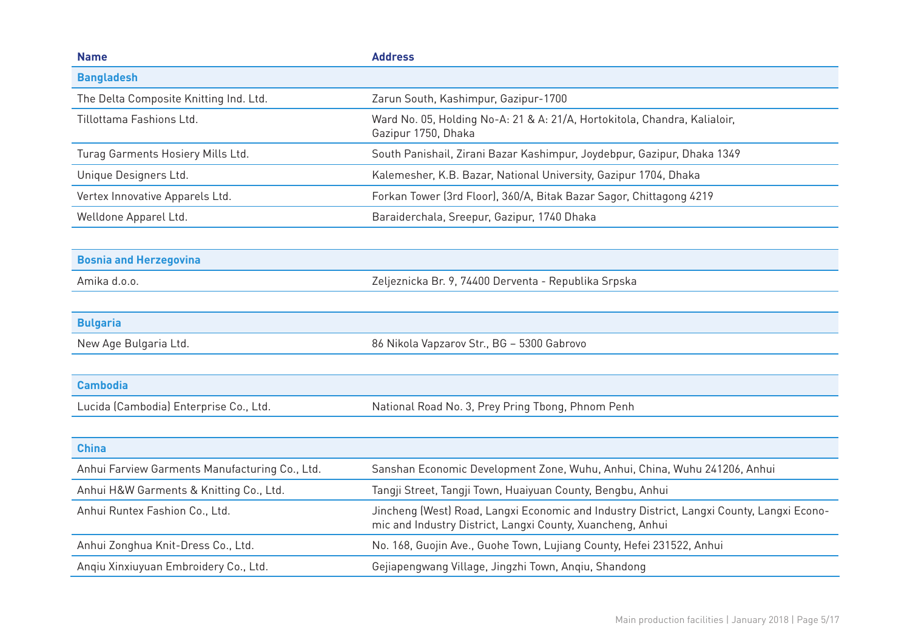| Name | Address |
|---|---|
| **Bangladesh** | |
| The Delta Composite Knitting Ind. Ltd. | Zarun South, Kashimpur, Gazipur-1700 |
| Tillottama Fashions Ltd. | Ward No. 05, Holding No-A: 21 & A: 21/A, Hortokitola, Chandra, Kalialoir, Gazipur 1750, Dhaka |
| Turag Garments Hosiery Mills Ltd. | South Panishail, Zirani Bazar Kashimpur, Joydebpur, Gazipur, Dhaka 1349 |
| Unique Designers Ltd. | Kalemesher, K.B. Bazar, National University, Gazipur 1704, Dhaka |
| Vertex Innovative Apparels Ltd. | Forkan Tower (3rd Floor), 360/A, Bitak Bazar Sagor, Chittagong 4219 |
| Welldone Apparel Ltd. | Baraiderchala, Sreepur, Gazipur, 1740 Dhaka |
| **Bosnia and Herzegovina** | |
| Amika d.o.o. | Zeljeznicka Br. 9, 74400 Derventa - Republika Srpska |
| **Bulgaria** | |
| New Age Bulgaria Ltd. | 86 Nikola Vapzarov Str., BG – 5300 Gabrovo |
| **Cambodia** | |
| Lucida (Cambodia) Enterprise Co., Ltd. | National Road No. 3, Prey Pring Tbong, Phnom Penh |
| **China** | |
| Anhui Farview Garments Manufacturing Co., Ltd. | Sanshan Economic Development Zone, Wuhu, Anhui, China, Wuhu 241206, Anhui |
| Anhui H&W Garments & Knitting Co., Ltd. | Tangji Street, Tangji Town, Huaiyuan County, Bengbu, Anhui |
| Anhui Runtex Fashion Co., Ltd. | Jincheng (West) Road, Langxi Economic and Industry District, Langxi County, Langxi Economic and Industry District, Langxi County, Xuancheng, Anhui |
| Anhui Zonghua Knit-Dress Co., Ltd. | No. 168, Guojin Ave., Guohe Town, Lujiang County, Hefei 231522, Anhui |
| Anqiu Xinxiuyuan Embroidery Co., Ltd. | Gejiapengwang Village, Jingzhi Town, Anqiu, Shandong |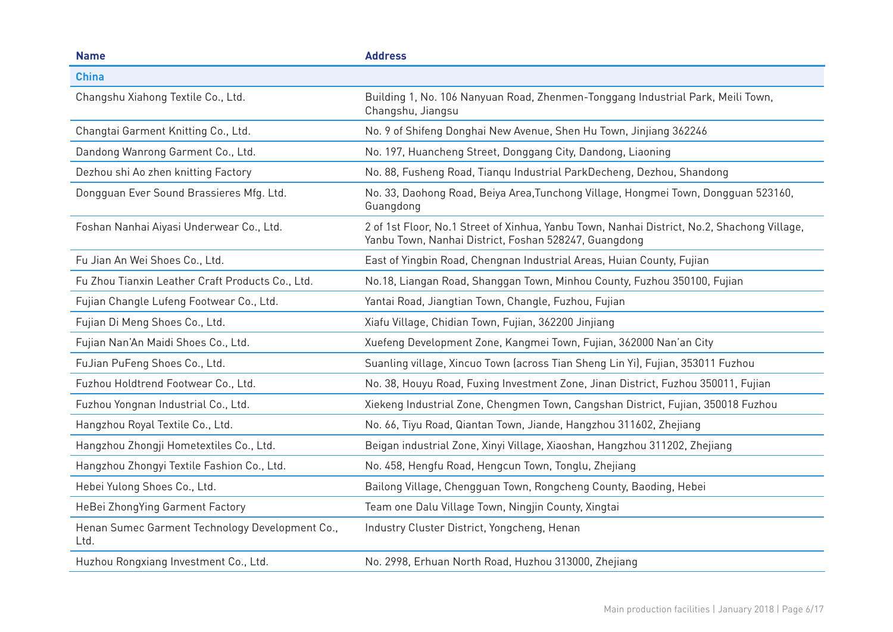| Name | Address |
|---|---|
| **China** | |
| Changshu Xiahong Textile Co., Ltd. | Building 1, No. 106 Nanyuan Road, Zhenmen-Tonggang Industrial Park, Meili Town, Changshu, Jiangsu |
| Changtai Garment Knitting Co., Ltd. | No. 9 of Shifeng Donghai New Avenue, Shen Hu Town, Jinjiang 362246 |
| Dandong Wanrong Garment Co., Ltd. | No. 197, Huancheng Street, Donggang City, Dandong, Liaoning |
| Dezhou shi Ao zhen knitting Factory | No. 88, Fusheng Road, Tianqu Industrial ParkDecheng, Dezhou, Shandong |
| Dongguan Ever Sound Brassieres Mfg. Ltd. | No. 33, Daohong Road, Beiya Area,Tunchong Village, Hongmei Town, Dongguan 523160, Guangdong |
| Foshan Nanhai Aiyasi Underwear Co., Ltd. | 2 of 1st Floor, No.1 Street of Xinhua, Yanbu Town, Nanhai District, No.2, Shachong Village, Yanbu Town, Nanhai District, Foshan 528247, Guangdong |
| Fu Jian An Wei Shoes Co., Ltd. | East of Yingbin Road, Chengnan Industrial Areas, Huian County, Fujian |
| Fu Zhou Tianxin Leather Craft Products Co., Ltd. | No.18, Liangan Road, Shanggan Town, Minhou County, Fuzhou 350100, Fujian |
| Fujian Changle Lufeng Footwear Co., Ltd. | Yantai Road, Jiangtian Town, Changle, Fuzhou, Fujian |
| Fujian Di Meng Shoes Co., Ltd. | Xiafu Village, Chidian Town, Fujian, 362200 Jinjiang |
| Fujian Nan'An Maidi Shoes Co., Ltd. | Xuefeng Development Zone, Kangmei Town, Fujian, 362000 Nan'an City |
| FuJian PuFeng Shoes Co., Ltd. | Suanling village, Xincuo Town (across Tian Sheng Lin Yi), Fujian, 353011 Fuzhou |
| Fuzhou Holdtrend Footwear Co., Ltd. | No. 38, Houyu Road, Fuxing Investment Zone, Jinan District, Fuzhou 350011, Fujian |
| Fuzhou Yongnan Industrial Co., Ltd. | Xiekeng Industrial Zone, Chengmen Town, Cangshan District, Fujian, 350018 Fuzhou |
| Hangzhou Royal Textile Co., Ltd. | No. 66, Tiyu Road, Qiantan Town, Jiande, Hangzhou 311602, Zhejiang |
| Hangzhou Zhongji Hometextiles Co., Ltd. | Beigan industrial Zone, Xinyi Village, Xiaoshan, Hangzhou 311202, Zhejiang |
| Hangzhou Zhongyi Textile Fashion Co., Ltd. | No. 458, Hengfu Road, Hengcun Town, Tonglu, Zhejiang |
| Hebei Yulong Shoes Co., Ltd. | Bailong Village, Chengguan Town, Rongcheng County, Baoding, Hebei |
| HeBei ZhongYing Garment Factory | Team one Dalu Village Town, Ningjin County, Xingtai |
| Henan Sumec Garment Technology Development Co., Ltd. | Industry Cluster District, Yongcheng, Henan |
| Huzhou Rongxiang Investment Co., Ltd. | No. 2998, Erhuan North Road, Huzhou 313000, Zhejiang |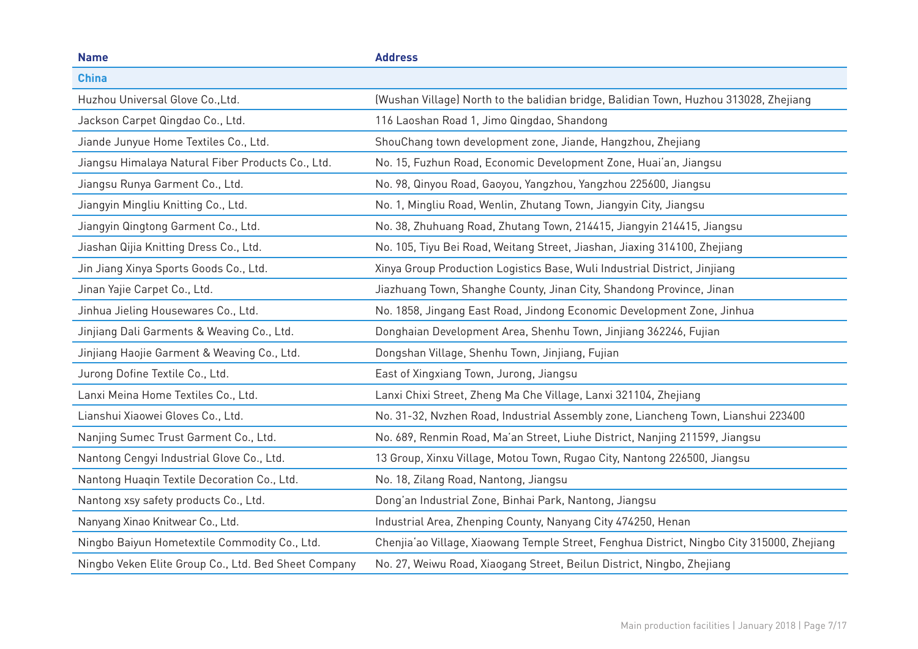| Name | Address |
|---|---|
| **China** | |
| Huzhou Universal Glove Co.,Ltd. | (Wushan Village) North to the balidian bridge, Balidian Town, Huzhou 313028, Zhejiang |
| Jackson Carpet Qingdao Co., Ltd. | 116 Laoshan Road 1, Jimo Qingdao, Shandong |
| Jiande Junyue Home Textiles Co., Ltd. | ShouChang town development zone, Jiande, Hangzhou, Zhejiang |
| Jiangsu Himalaya Natural Fiber Products Co., Ltd. | No. 15, Fuzhun Road, Economic Development Zone, Huai'an, Jiangsu |
| Jiangsu Runya Garment Co., Ltd. | No. 98, Qinyou Road, Gaoyou, Yangzhou, Yangzhou 225600, Jiangsu |
| Jiangyin Mingliu Knitting Co., Ltd. | No. 1, Mingliu Road, Wenlin, Zhutang Town, Jiangyin City, Jiangsu |
| Jiangyin Qingtong Garment Co., Ltd. | No. 38, Zhuhuang Road, Zhutang Town, 214415, Jiangyin 214415, Jiangsu |
| Jiashan Qijia Knitting Dress Co., Ltd. | No. 105, Tiyu Bei Road, Weitang Street, Jiashan, Jiaxing 314100, Zhejiang |
| Jin Jiang Xinya Sports Goods Co., Ltd. | Xinya Group Production Logistics Base, Wuli Industrial District, Jinjiang |
| Jinan Yajie Carpet Co., Ltd. | Jiazhuang Town, Shanghe County, Jinan City, Shandong Province, Jinan |
| Jinhua Jieling Housewares Co., Ltd. | No. 1858, Jingang East Road, Jindong Economic Development Zone, Jinhua |
| Jinjiang Dali Garments & Weaving Co., Ltd. | Donghaian Development Area, Shenhu Town, Jinjiang 362246, Fujian |
| Jinjiang Haojie Garment & Weaving Co., Ltd. | Dongshan Village, Shenhu Town, Jinjiang, Fujian |
| Jurong Dofine Textile Co., Ltd. | East of Xingxiang Town, Jurong, Jiangsu |
| Lanxi Meina Home Textiles Co., Ltd. | Lanxi Chixi Street, Zheng Ma Che Village, Lanxi 321104, Zhejiang |
| Lianshui Xiaowei Gloves Co., Ltd. | No. 31-32, Nvzhen Road, Industrial Assembly zone, Liancheng Town, Lianshui 223400 |
| Nanjing Sumec Trust Garment Co., Ltd. | No. 689, Renmin Road, Ma'an Street, Liuhe District, Nanjing 211599, Jiangsu |
| Nantong Cengyi Industrial Glove Co., Ltd. | 13 Group, Xinxu Village, Motou Town, Rugao City, Nantong 226500, Jiangsu |
| Nantong Huaqin Textile Decoration Co., Ltd. | No. 18, Zilang Road, Nantong, Jiangsu |
| Nantong xsy safety products Co., Ltd. | Dong'an Industrial Zone, Binhai Park, Nantong, Jiangsu |
| Nanyang Xinao Knitwear Co., Ltd. | Industrial Area, Zhenping County, Nanyang City 474250, Henan |
| Ningbo Baiyun Hometextile Commodity Co., Ltd. | Chenjia'ao Village, Xiaowang Temple Street, Fenghua District, Ningbo City 315000, Zhejiang |
| Ningbo Veken Elite Group Co., Ltd. Bed Sheet Company | No. 27, Weiwu Road, Xiaogang Street, Beilun District, Ningbo, Zhejiang |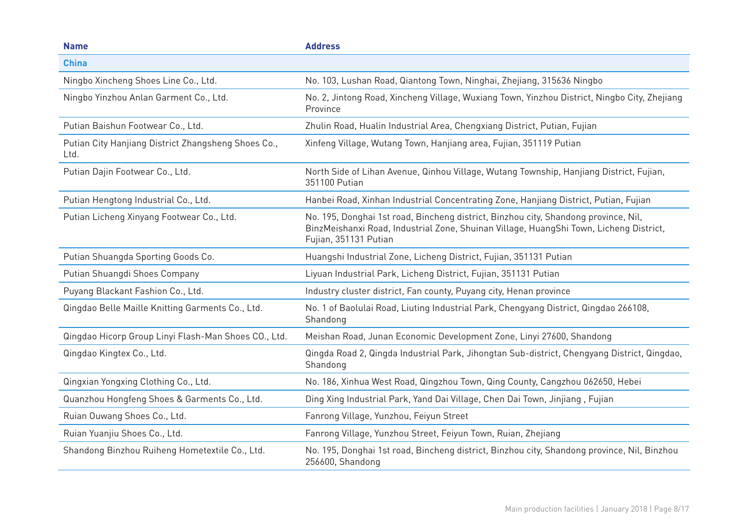| Name | Address |
|---|---|
| **China** | |
| Ningbo Xincheng Shoes Line Co., Ltd. | No. 103, Lushan Road, Qiantong Town, Ninghai, Zhejiang, 315636 Ningbo |
| Ningbo Yinzhou Anlan Garment Co., Ltd. | No. 2, Jintong Road, Xincheng Village, Wuxiang Town, Yinzhou District, Ningbo City, Zhejiang Province |
| Putian Baishun Footwear Co., Ltd. | Zhulin Road, Hualin Industrial Area, Chengxiang District, Putian, Fujian |
| Putian City Hanjiang District Zhangsheng Shoes Co., Ltd. | Xinfeng Village, Wutang Town, Hanjiang area, Fujian, 351119 Putian |
| Putian Dajin Footwear Co., Ltd. | North Side of Lihan Avenue, Qinhou Village, Wutang Township, Hanjiang District, Fujian, 351100 Putian |
| Putian Hengtong Industrial Co., Ltd. | Hanbei Road, Xinhan Industrial Concentrating Zone, Hanjiang District, Putian, Fujian |
| Putian Licheng Xinyang Footwear Co., Ltd. | No. 195, Donghai 1st road, Bincheng district, Binzhou city, Shandong province, Nil, BinzMeishanxi Road, Industrial Zone, Shuinan Village, HuangShi Town, Licheng District, Fujian, 351131 Putian |
| Putian Shuangda Sporting Goods Co. | Huangshi Industrial Zone, Licheng District, Fujian, 351131 Putian |
| Putian Shuangdi Shoes Company | Liyuan Industrial Park, Licheng District, Fujian, 351131 Putian |
| Puyang Blackant Fashion Co., Ltd. | Industry cluster district, Fan county, Puyang city, Henan province |
| Qingdao Belle Maille Knitting Garments Co., Ltd. | No. 1 of Baolulai Road, Liuting Industrial Park, Chengyang District, Qingdao 266108, Shandong |
| Qingdao Hicorp Group Linyi Flash-Man Shoes CO., Ltd. | Meishan Road, Junan Economic Development Zone, Linyi 27600, Shandong |
| Qingdao Kingtex Co., Ltd. | Qingda Road 2, Qingda Industrial Park, Jihongtan Sub-district, Chengyang District, Qingdao, Shandong |
| Qingxian Yongxing Clothing Co., Ltd. | No. 186, Xinhua West Road, Qingzhou Town, Qing County, Cangzhou 062650, Hebei |
| Quanzhou Hongfeng Shoes & Garments Co., Ltd. | Ding Xing Industrial Park, Yand Dai Village, Chen Dai Town, Jinjiang , Fujian |
| Ruian Ouwang Shoes Co., Ltd. | Fanrong Village, Yunzhou, Feiyun Street |
| Ruian Yuanjiu Shoes Co., Ltd. | Fanrong Village, Yunzhou Street, Feiyun Town, Ruian, Zhejiang |
| Shandong Binzhou Ruiheng Hometextile Co., Ltd. | No. 195, Donghai 1st road, Bincheng district, Binzhou city, Shandong province, Nil, Binzhou 256600, Shandong |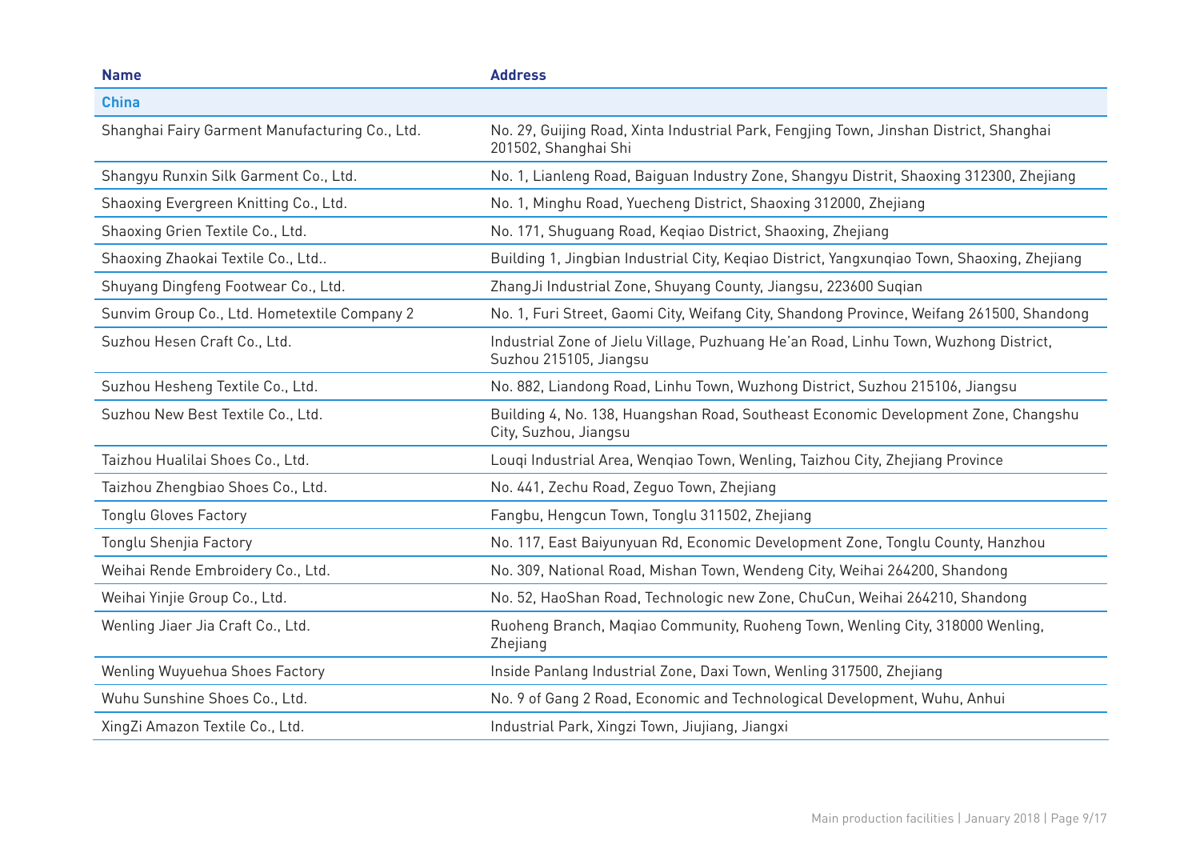| Name | Address |
|---|---|
| **China** | |
| Shanghai Fairy Garment Manufacturing Co., Ltd. | No. 29, Guijing Road, Xinta Industrial Park, Fengjing Town, Jinshan District, Shanghai 201502, Shanghai Shi |
| Shangyu Runxin Silk Garment Co., Ltd. | No. 1, Lianleng Road, Baiguan Industry Zone, Shangyu Distrit, Shaoxing 312300, Zhejiang |
| Shaoxing Evergreen Knitting Co., Ltd. | No. 1, Minghu Road, Yuecheng District, Shaoxing 312000, Zhejiang |
| Shaoxing Grien Textile Co., Ltd. | No. 171, Shuguang Road, Keqiao District, Shaoxing, Zhejiang |
| Shaoxing Zhaokai Textile Co., Ltd.. | Building 1, Jingbian Industrial City, Keqiao District, Yangxunqiao Town, Shaoxing, Zhejiang |
| Shuyang Dingfeng Footwear Co., Ltd. | ZhangJi Industrial Zone, Shuyang County, Jiangsu, 223600 Suqian |
| Sunvim Group Co., Ltd. Hometextile Company 2 | No. 1, Furi Street, Gaomi City, Weifang City, Shandong Province, Weifang 261500, Shandong |
| Suzhou Hesen Craft Co., Ltd. | Industrial Zone of Jielu Village, Puzhuang He'an Road, Linhu Town, Wuzhong District, Suzhou 215105, Jiangsu |
| Suzhou Hesheng Textile Co., Ltd. | No. 882, Liandong Road, Linhu Town, Wuzhong District, Suzhou 215106, Jiangsu |
| Suzhou New Best Textile Co., Ltd. | Building 4, No. 138, Huangshan Road, Southeast Economic Development Zone, Changshu City, Suzhou, Jiangsu |
| Taizhou Hualilai Shoes Co., Ltd. | Louqi Industrial Area, Wenqiao Town, Wenling, Taizhou City, Zhejiang Province |
| Taizhou Zhengbiao Shoes Co., Ltd. | No. 441, Zechu Road, Zeguo Town, Zhejiang |
| Tonglu Gloves Factory | Fangbu, Hengcun Town, Tonglu 311502, Zhejiang |
| Tonglu Shenjia Factory | No. 117, East Baiyunyuan Rd, Economic Development Zone, Tonglu County, Hanzhou |
| Weihai Rende Embroidery Co., Ltd. | No. 309, National Road, Mishan Town, Wendeng City, Weihai 264200, Shandong |
| Weihai Yinjie Group Co., Ltd. | No. 52, HaoShan Road, Technologic new Zone, ChuCun, Weihai 264210, Shandong |
| Wenling Jiaer Jia Craft Co., Ltd. | Ruoheng Branch, Maqiao Community, Ruoheng Town, Wenling City, 318000 Wenling, Zhejiang |
| Wenling Wuyuehua Shoes Factory | Inside Panlang Industrial Zone, Daxi Town, Wenling 317500, Zhejiang |
| Wuhu Sunshine Shoes Co., Ltd. | No. 9 of Gang 2 Road, Economic and Technological Development, Wuhu, Anhui |
| XingZi Amazon Textile Co., Ltd. | Industrial Park, Xingzi Town, Jiujiang, Jiangxi |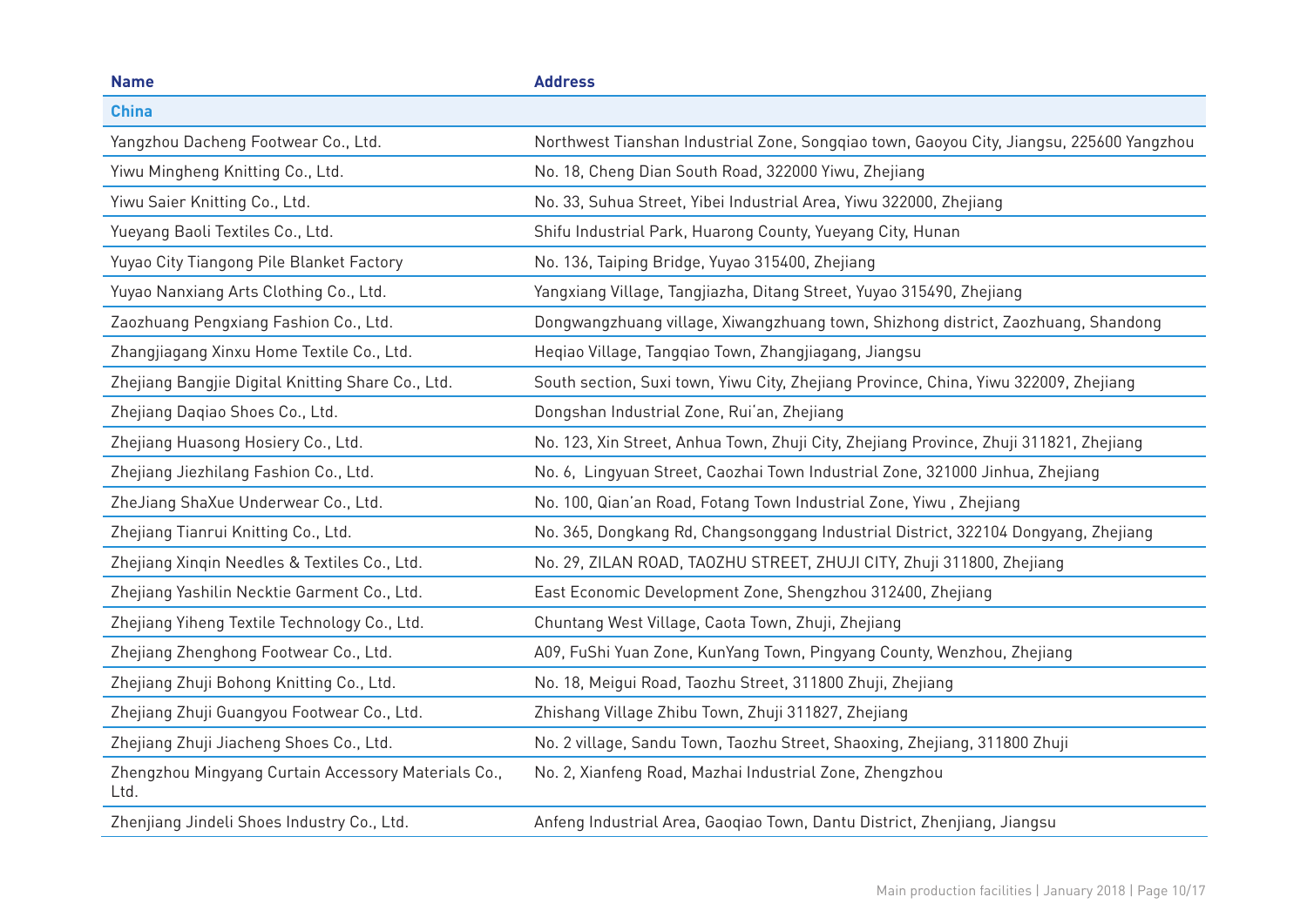| Name | Address |
|---|---|
| **China** | |
| Yangzhou Dacheng Footwear Co., Ltd. | Northwest Tianshan Industrial Zone, Songqiao town, Gaoyou City, Jiangsu, 225600 Yangzhou |
| Yiwu Mingheng Knitting Co., Ltd. | No. 18, Cheng Dian South Road, 322000 Yiwu, Zhejiang |
| Yiwu Saier Knitting Co., Ltd. | No. 33, Suhua Street, Yibei Industrial Area, Yiwu 322000, Zhejiang |
| Yueyang Baoli Textiles Co., Ltd. | Shifu Industrial Park, Huarong County, Yueyang City, Hunan |
| Yuyao City Tiangong Pile Blanket Factory | No. 136, Taiping Bridge, Yuyao 315400, Zhejiang |
| Yuyao Nanxiang Arts Clothing Co., Ltd. | Yangxiang Village, Tangjiazha, Ditang Street, Yuyao 315490, Zhejiang |
| Zaozhuang Pengxiang Fashion Co., Ltd. | Dongwangzhuang village, Xiwangzhuang town, Shizhong district, Zaozhuang, Shandong |
| Zhangjiagang Xinxu Home Textile Co., Ltd. | Heqiao Village, Tangqiao Town, Zhangjiagang, Jiangsu |
| Zhejiang Bangjie Digital Knitting Share Co., Ltd. | South section, Suxi town, Yiwu City, Zhejiang Province, China, Yiwu 322009, Zhejiang |
| Zhejiang Daqiao Shoes Co., Ltd. | Dongshan Industrial Zone, Rui'an, Zhejiang |
| Zhejiang Huasong Hosiery Co., Ltd. | No. 123, Xin Street, Anhua Town, Zhuji City, Zhejiang Province, Zhuji 311821, Zhejiang |
| Zhejiang Jiezhilang Fashion Co., Ltd. | No. 6, Lingyuan Street, Caozhai Town Industrial Zone, 321000 Jinhua, Zhejiang |
| ZheJiang ShaXue Underwear Co., Ltd. | No. 100, Qian'an Road, Fotang Town Industrial Zone, Yiwu , Zhejiang |
| Zhejiang Tianrui Knitting Co., Ltd. | No. 365, Dongkang Rd, Changsonggang Industrial District, 322104 Dongyang, Zhejiang |
| Zhejiang Xinqin Needles & Textiles Co., Ltd. | No. 29, ZILAN ROAD, TAOZHU STREET, ZHUJI CITY, Zhuji 311800, Zhejiang |
| Zhejiang Yashilin Necktie Garment Co., Ltd. | East Economic Development Zone, Shengzhou 312400, Zhejiang |
| Zhejiang Yiheng Textile Technology Co., Ltd. | Chuntang West Village, Caota Town, Zhuji, Zhejiang |
| Zhejiang Zhenghong Footwear Co., Ltd. | A09, FuShi Yuan Zone, KunYang Town, Pingyang County, Wenzhou, Zhejiang |
| Zhejiang Zhuji Bohong Knitting Co., Ltd. | No. 18, Meigui Road, Taozhu Street, 311800 Zhuji, Zhejiang |
| Zhejiang Zhuji Guangyou Footwear Co., Ltd. | Zhishang Village Zhibu Town, Zhuji 311827, Zhejiang |
| Zhejiang Zhuji Jiacheng Shoes Co., Ltd. | No. 2 village, Sandu Town, Taozhu Street, Shaoxing, Zhejiang, 311800 Zhuji |
| Zhengzhou Mingyang Curtain Accessory Materials Co., Ltd. | No. 2, Xianfeng Road, Mazhai Industrial Zone, Zhengzhou |
| Zhenjiang Jindeli Shoes Industry Co., Ltd. | Anfeng Industrial Area, Gaoqiao Town, Dantu District, Zhenjiang, Jiangsu |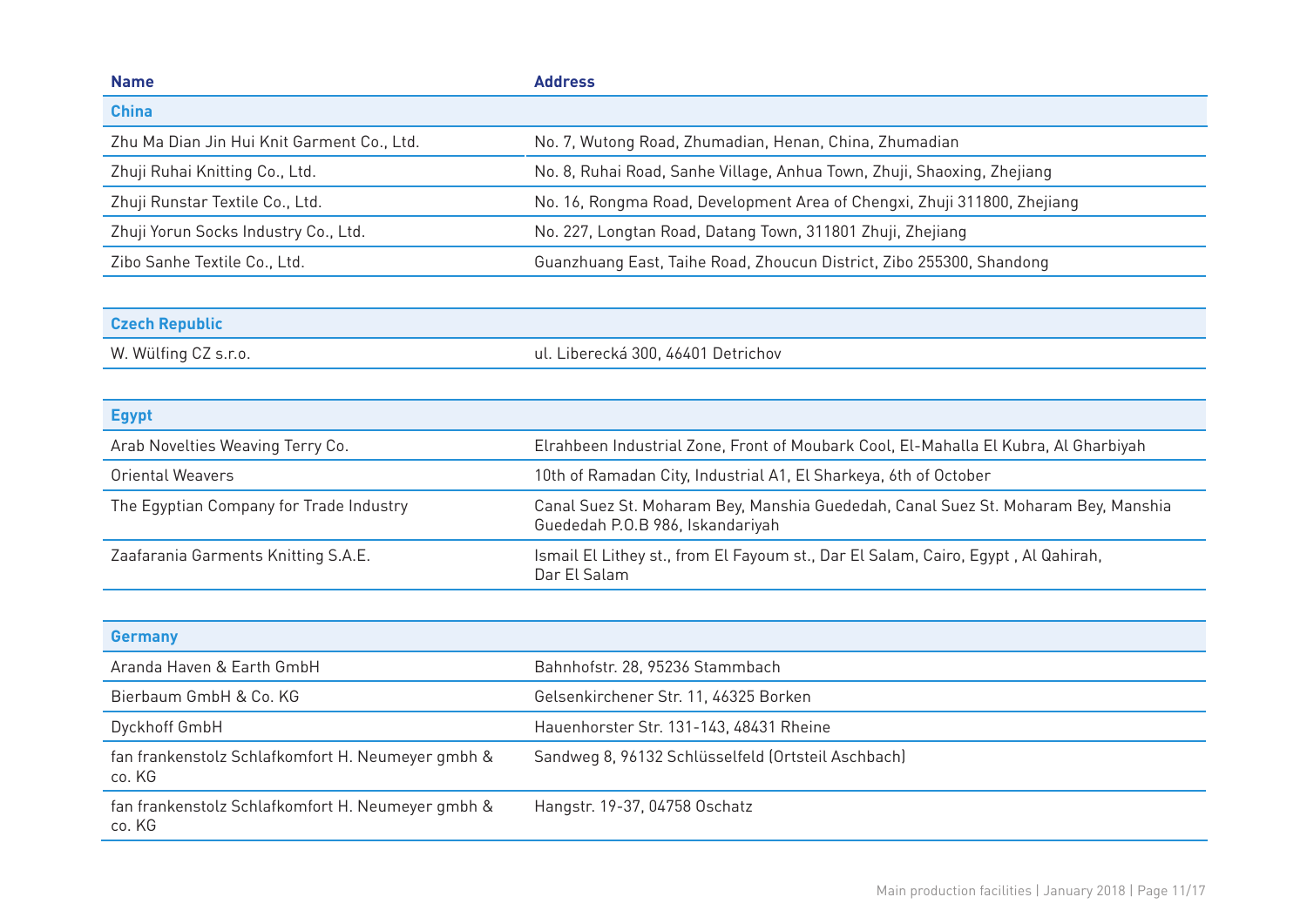| Name | Address |
|---|---|
| **China** | |
| Zhu Ma Dian Jin Hui Knit Garment Co., Ltd. | No. 7, Wutong Road, Zhumadian, Henan, China, Zhumadian |
| Zhuji Ruhai Knitting Co., Ltd. | No. 8, Ruhai Road, Sanhe Village, Anhua Town, Zhuji, Shaoxing, Zhejiang |
| Zhuji Runstar Textile Co., Ltd. | No. 16, Rongma Road, Development Area of Chengxi, Zhuji 311800, Zhejiang |
| Zhuji Yorun Socks Industry Co., Ltd. | No. 227, Longtan Road, Datang Town, 311801 Zhuji, Zhejiang |
| Zibo Sanhe Textile Co., Ltd. | Guanzhuang East, Taihe Road, Zhoucun District, Zibo 255300, Shandong |
| **Czech Republic** | |
| W. Wülfing CZ s.r.o. | ul. Liberecká 300, 46401 Detrichov |
| **Egypt** | |
| Arab Novelties Weaving Terry Co. | Elrahbeen Industrial Zone, Front of Moubark Cool, El-Mahalla El Kubra, Al Gharbiyah |
| Oriental Weavers | 10th of Ramadan City, Industrial A1, El Sharkeya, 6th of October |
| The Egyptian Company for Trade Industry | Canal Suez St. Moharam Bey, Manshia Guededah, Canal Suez St. Moharam Bey, Manshia Guededah P.O.B 986, Iskandariyah |
| Zaafarania Garments Knitting S.A.E. | Ismail El Lithey st., from El Fayoum st., Dar El Salam, Cairo, Egypt , Al Qahirah, Dar El Salam |
| **Germany** | |
| Aranda Haven & Earth GmbH | Bahnhofstr. 28, 95236 Stammbach |
| Bierbaum GmbH & Co. KG | Gelsenkirchener Str. 11, 46325 Borken |
| Dyckhoff GmbH | Hauenhorster Str. 131-143, 48431 Rheine |
| fan frankenstolz Schlafkomfort H. Neumeyer gmbh & co. KG | Sandweg 8, 96132 Schlüsselfeld (Ortsteil Aschbach) |
| fan frankenstolz Schlafkomfort H. Neumeyer gmbh & co. KG | Hangstr. 19-37, 04758 Oschatz |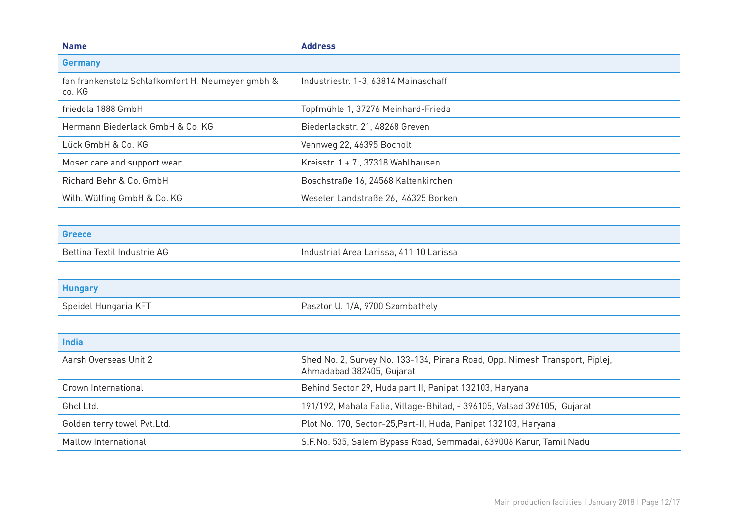| Name | Address |
|---|---|
| **Germany** | |
| fan frankenstolz Schlafkomfort H. Neumeyer gmbh & co. KG | Industriestr. 1-3, 63814 Mainaschaff |
| friedola 1888 GmbH | Topfmühle 1, 37276 Meinhard-Frieda |
| Hermann Biederlack GmbH & Co. KG | Biederlackstr. 21, 48268 Greven |
| Lück GmbH & Co. KG | Vennweg 22, 46395 Bocholt |
| Moser care and support wear | Kreisstr. 1 + 7 , 37318 Wahlhausen |
| Richard Behr & Co. GmbH | Boschstraße 16, 24568 Kaltenkirchen |
| Wilh. Wülfing GmbH & Co. KG | Weseler Landstraße 26,  46325 Borken |
| **Greece** | |
| Bettina Textil Industrie AG | Industrial Area Larissa, 411 10 Larissa |
| **Hungary** | |
| Speidel Hungaria KFT | Pasztor U. 1/A, 9700 Szombathely |
| **India** | |
| Aarsh Overseas Unit 2 | Shed No. 2, Survey No. 133-134, Pirana Road, Opp. Nimesh Transport, Piplej, Ahmadabad 382405, Gujarat |
| Crown International | Behind Sector 29, Huda part II, Panipat 132103, Haryana |
| Ghcl Ltd. | 191/192, Mahala Falia, Village-Bhilad, - 396105, Valsad 396105,  Gujarat |
| Golden terry towel Pvt.Ltd. | Plot No. 170, Sector-25,Part-II, Huda, Panipat 132103, Haryana |
| Mallow International | S.F.No. 535, Salem Bypass Road, Semmadai, 639006 Karur, Tamil Nadu |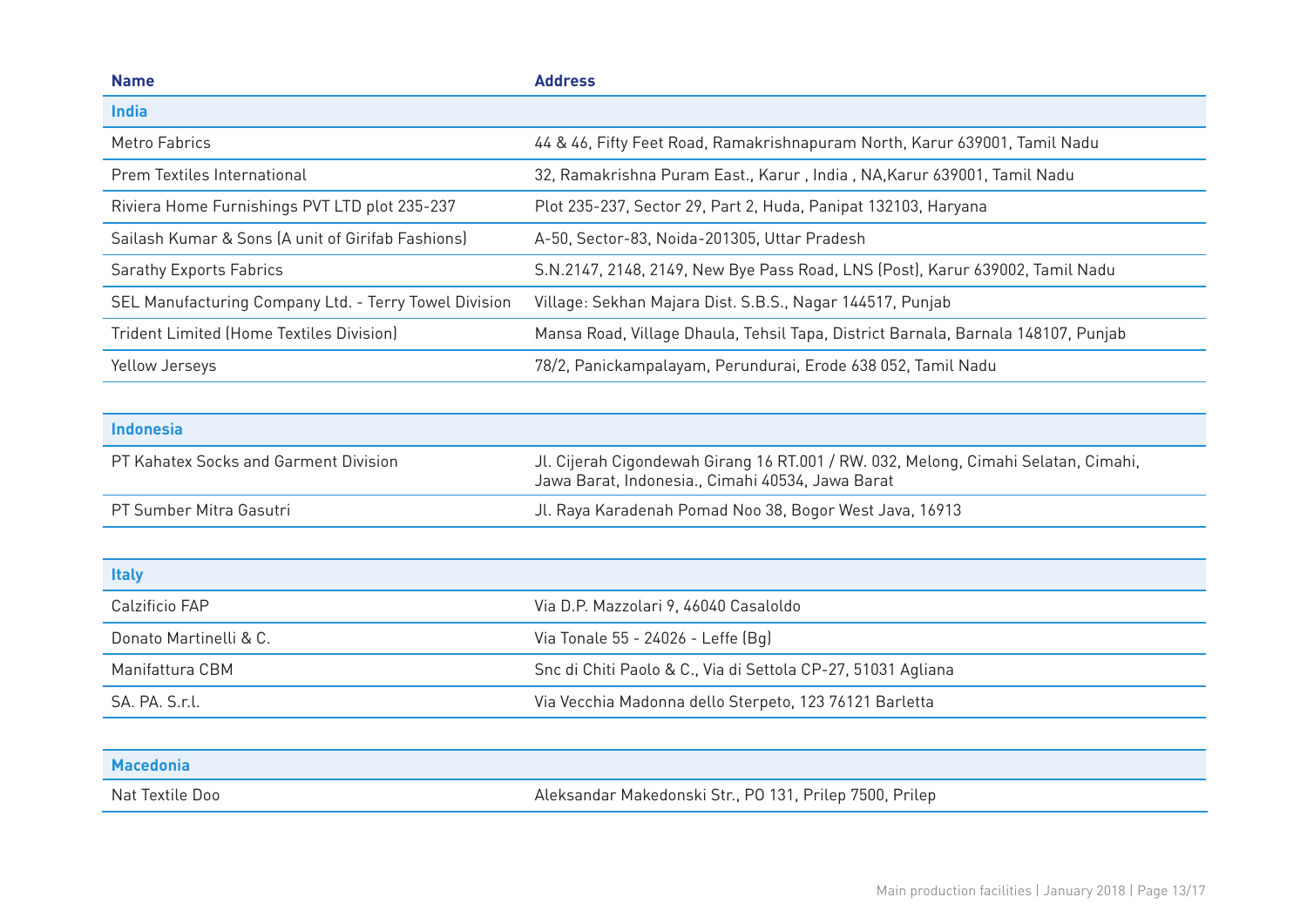| Name | Address |
|---|---|
| **India** | |
| Metro Fabrics | 44 & 46, Fifty Feet Road, Ramakrishnapuram North, Karur 639001, Tamil Nadu |
| Prem Textiles International | 32, Ramakrishna Puram East., Karur , India , NA,Karur 639001, Tamil Nadu |
| Riviera Home Furnishings PVT LTD plot 235-237 | Plot 235-237, Sector 29, Part 2, Huda, Panipat 132103, Haryana |
| Sailash Kumar & Sons (A unit of Girifab Fashions) | A-50, Sector-83, Noida-201305, Uttar Pradesh |
| Sarathy Exports Fabrics | S.N.2147, 2148, 2149, New Bye Pass Road, LNS (Post), Karur 639002, Tamil Nadu |
| SEL Manufacturing Company Ltd. - Terry Towel Division | Village: Sekhan Majara Dist. S.B.S., Nagar 144517, Punjab |
| Trident Limited (Home Textiles Division) | Mansa Road, Village Dhaula, Tehsil Tapa, District Barnala, Barnala 148107, Punjab |
| Yellow Jerseys | 78/2, Panickampalayam, Perundurai, Erode 638 052, Tamil Nadu |
| **Indonesia** | |
| PT Kahatex Socks and Garment Division | Jl. Cijerah Cigondewah Girang 16 RT.001 / RW. 032, Melong, Cimahi Selatan, Cimahi, Jawa Barat, Indonesia., Cimahi 40534, Jawa Barat |
| PT Sumber Mitra Gasutri | Jl. Raya Karadenah Pomad Noo 38, Bogor West Java, 16913 |
| **Italy** | |
| Calzificio FAP | Via D.P. Mazzolari 9, 46040 Casaloldo |
| Donato Martinelli & C. | Via Tonale 55 - 24026 - Leffe (Bg) |
| Manifattura CBM | Snc di Chiti Paolo & C., Via di Settola CP-27, 51031 Agliana |
| SA. PA. S.r.l. | Via Vecchia Madonna dello Sterpeto, 123 76121 Barletta |
| **Macedonia** | |
| Nat Textile Doo | Aleksandar Makedonski Str., PO 131, Prilep 7500, Prilep |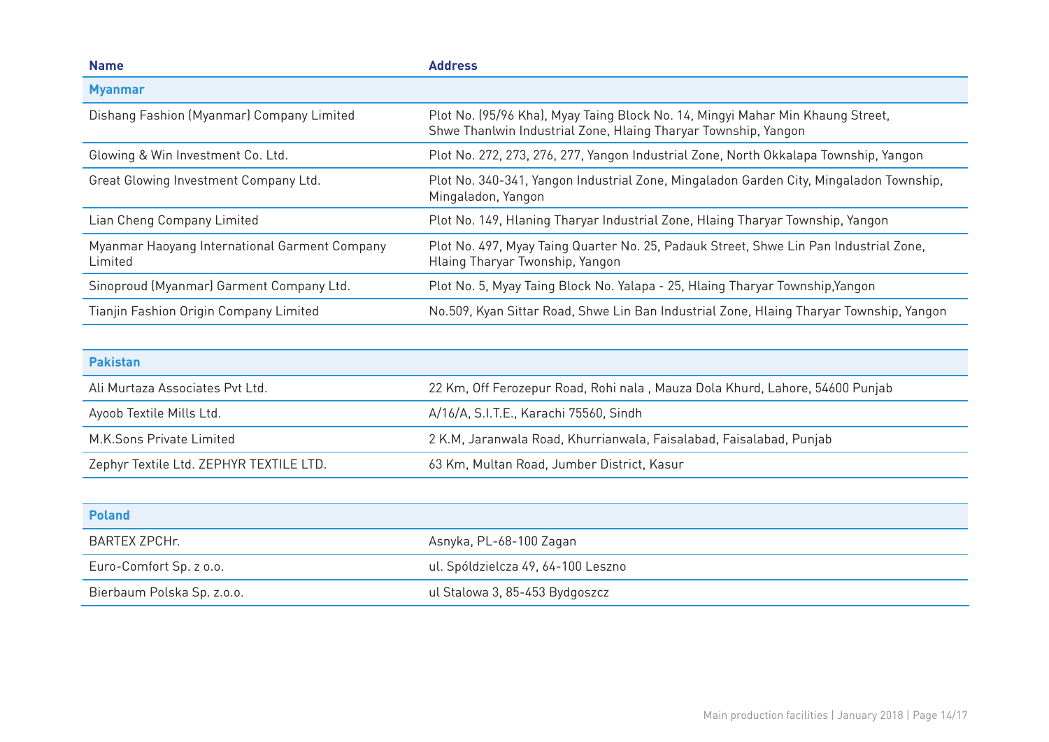| Name | Address |
|---|---|
| **Myanmar** | |
| Dishang Fashion (Myanmar) Company Limited | Plot No. (95/96 Kha), Myay Taing Block No. 14, Mingyi Mahar Min Khaung Street, Shwe Thanlwin Industrial Zone, Hlaing Tharyar Township, Yangon |
| Glowing & Win Investment Co. Ltd. | Plot No. 272, 273, 276, 277, Yangon Industrial Zone, North Okkalapa Township, Yangon |
| Great Glowing Investment Company Ltd. | Plot No. 340-341, Yangon Industrial Zone, Mingaladon Garden City, Mingaladon Township, Mingaladon, Yangon |
| Lian Cheng Company Limited | Plot No. 149, Hlaning Tharyar Industrial Zone, Hlaing Tharyar Township, Yangon |
| Myanmar Haoyang International Garment Company Limited | Plot No. 497, Myay Taing Quarter No. 25, Padauk Street, Shwe Lin Pan Industrial Zone, Hlaing Tharyar Twonship, Yangon |
| Sinoproud (Myanmar) Garment Company Ltd. | Plot No. 5, Myay Taing Block No. Yalapa - 25, Hlaing Tharyar Township,Yangon |
| Tianjin Fashion Origin Company Limited | No.509, Kyan Sittar Road, Shwe Lin Ban Industrial Zone, Hlaing Tharyar Township, Yangon |
| **Pakistan** | |
| Ali Murtaza Associates Pvt Ltd. | 22 Km, Off Ferozepur Road, Rohi nala , Mauza Dola Khurd, Lahore, 54600 Punjab |
| Ayoob Textile Mills Ltd. | A/16/A, S.I.T.E., Karachi 75560, Sindh |
| M.K.Sons Private Limited | 2 K.M, Jaranwala Road, Khurrianwala, Faisalabad, Faisalabad, Punjab |
| Zephyr Textile Ltd. ZEPHYR TEXTILE LTD. | 63 Km, Multan Road, Jumber District, Kasur |
| **Poland** | |
| BARTEX ZPCHr. | Asnyka, PL-68-100 Zagan |
| Euro-Comfort Sp. z o.o. | ul. Spóldzielcza 49, 64-100 Leszno |
| Bierbaum Polska Sp. z.o.o. | ul Stalowa 3, 85-453 Bydgoszcz |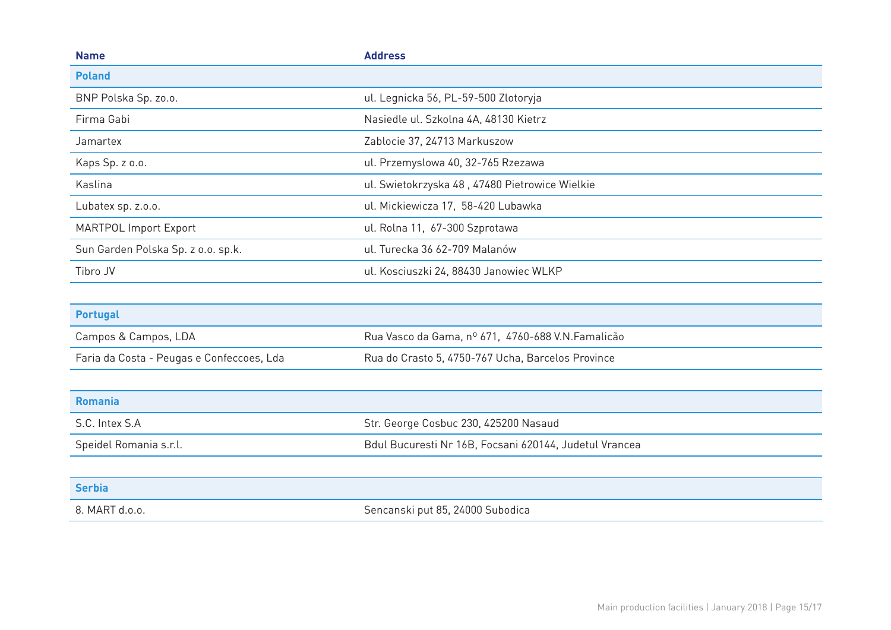| Name | Address |
| --- | --- |
| **Poland** | |
| BNP Polska Sp. zo.o. | ul. Legnicka 56, PL-59-500 Zlotoryja |
| Firma Gabi | Nasiedle ul. Szkolna 4A, 48130 Kietrz |
| Jamartex | Zablocie 37, 24713 Markuszow |
| Kaps Sp. z o.o. | ul. Przemyslowa 40, 32-765 Rzezawa |
| Kaslina | ul. Swietokrzyska 48 , 47480 Pietrowice Wielkie |
| Lubatex sp. z.o.o. | ul. Mickiewicza 17, 58-420 Lubawka |
| MARTPOL Import Export | ul. Rolna 11, 67-300 Szprotawa |
| Sun Garden Polska Sp. z o.o. sp.k. | ul. Turecka 36 62-709 Malanów |
| Tibro JV | ul. Kosciuszki 24, 88430 Janowiec WLKP |
| **Portugal** | |
| Campos & Campos, LDA | Rua Vasco da Gama, nº 671, 4760-688 V.N.Famalicão |
| Faria da Costa - Peugas e Confeccoes, Lda | Rua do Crasto 5, 4750-767 Ucha, Barcelos Province |
| **Romania** | |
| S.C. Intex S.A | Str. George Cosbuc 230, 425200 Nasaud |
| Speidel Romania s.r.l. | Bdul Bucuresti Nr 16B, Focsani 620144, Judetul Vrancea |
| **Serbia** | |
| 8. MART d.o.o. | Sencanski put 85, 24000 Subodica |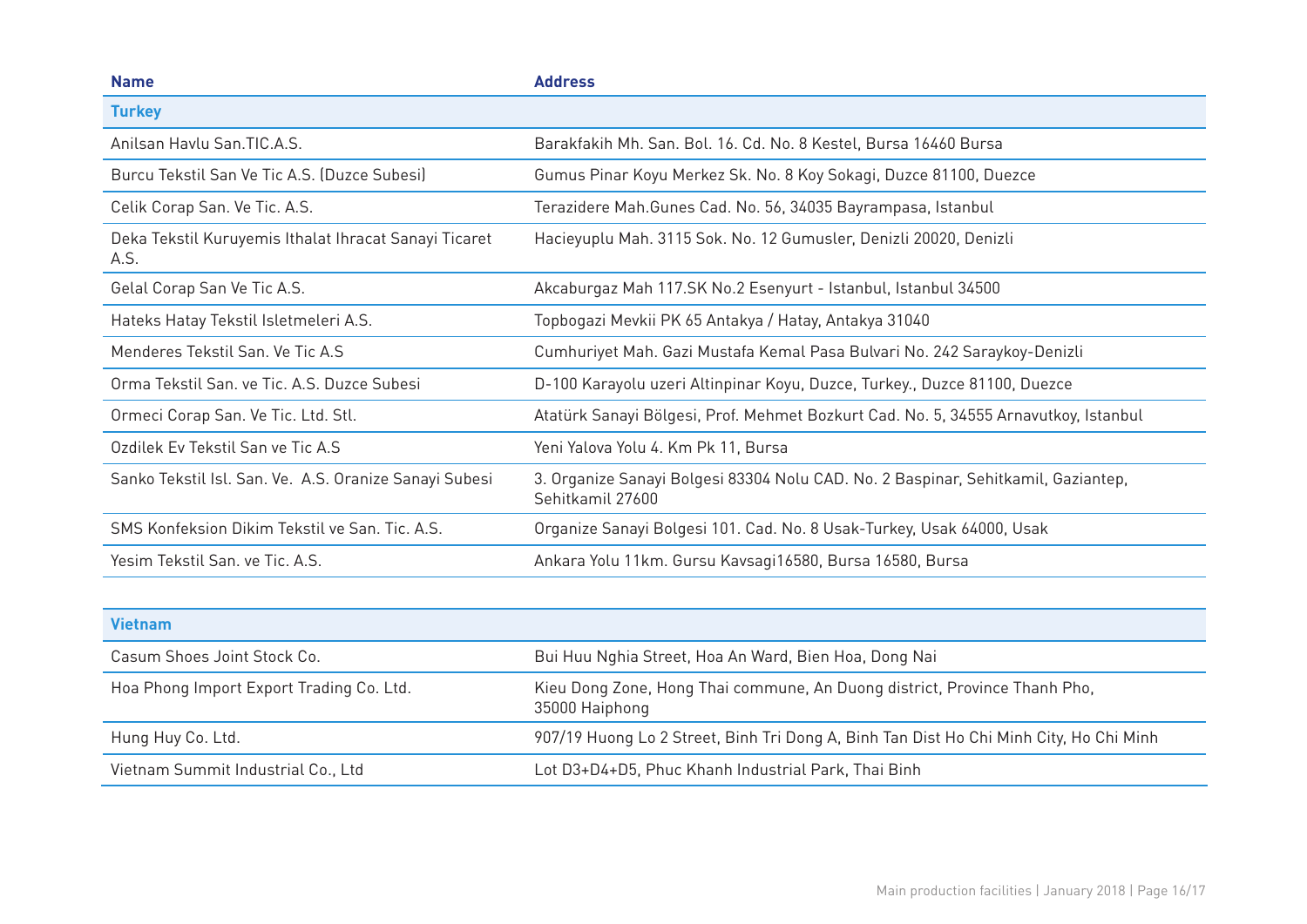| Name | Address |
|---|---|
| **Turkey** | |
| Anilsan Havlu San.TIC.A.S. | Barakfakih Mh. San. Bol. 16. Cd. No. 8 Kestel, Bursa 16460 Bursa |
| Burcu Tekstil San Ve Tic A.S. (Duzce Subesi) | Gumus Pinar Koyu Merkez Sk. No. 8 Koy Sokagi, Duzce 81100, Duezce |
| Celik Corap San. Ve Tic. A.S. | Terazidere Mah.Gunes Cad. No. 56, 34035 Bayrampasa, Istanbul |
| Deka Tekstil Kuruyemis Ithalat Ihracat Sanayi Ticaret A.S. | Hacieyuplu Mah. 3115 Sok. No. 12 Gumusler, Denizli 20020, Denizli |
| Gelal Corap San Ve Tic A.S. | Akcaburgaz Mah 117.SK No.2 Esenyurt - Istanbul, Istanbul 34500 |
| Hateks Hatay Tekstil Isletmeleri A.S. | Topbogazi Mevkii PK 65 Antakya / Hatay, Antakya 31040 |
| Menderes Tekstil San. Ve Tic A.S | Cumhuriyet Mah. Gazi Mustafa Kemal Pasa Bulvari No. 242 Saraykoy-Denizli |
| Orma Tekstil San. ve Tic. A.S. Duzce Subesi | D-100 Karayolu uzeri Altinpinar Koyu, Duzce, Turkey., Duzce 81100, Duezce |
| Ormeci Corap San. Ve Tic. Ltd. Stl. | Atatürk Sanayi Bölgesi, Prof. Mehmet Bozkurt Cad. No. 5, 34555 Arnavutkoy, Istanbul |
| Ozdilek Ev Tekstil San ve Tic A.S | Yeni Yalova Yolu 4. Km Pk 11, Bursa |
| Sanko Tekstil Isl. San. Ve. A.S. Oranize Sanayi Subesi | 3. Organize Sanayi Bolgesi 83304 Nolu CAD. No. 2 Baspinar, Sehitkamil, Gaziantep, Sehitkamil 27600 |
| SMS Konfeksion Dikim Tekstil ve San. Tic. A.S. | Organize Sanayi Bolgesi 101. Cad. No. 8 Usak-Turkey, Usak 64000, Usak |
| Yesim Tekstil San. ve Tic. A.S. | Ankara Yolu 11km. Gursu Kavsagi16580, Bursa 16580, Bursa |
| **Vietnam** | |
| Casum Shoes Joint Stock Co. | Bui Huu Nghia Street, Hoa An Ward, Bien Hoa, Dong Nai |
| Hoa Phong Import Export Trading Co. Ltd. | Kieu Dong Zone, Hong Thai commune, An Duong district, Province Thanh Pho, 35000 Haiphong |
| Hung Huy Co. Ltd. | 907/19 Huong Lo 2 Street, Binh Tri Dong A, Binh Tan Dist Ho Chi Minh City, Ho Chi Minh |
| Vietnam Summit Industrial Co., Ltd | Lot D3+D4+D5, Phuc Khanh Industrial Park, Thai Binh |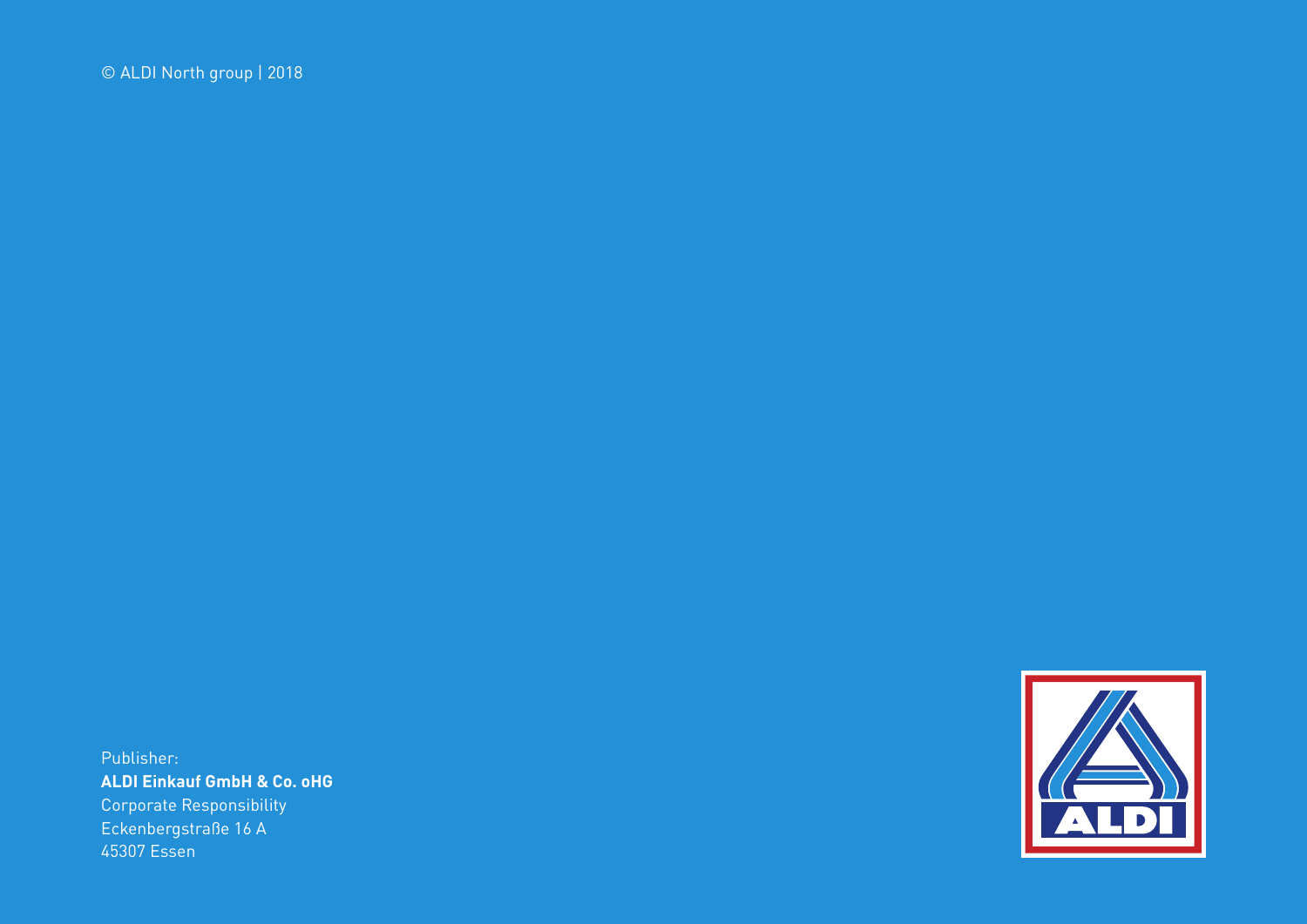© ALDI North group | 2018

Publisher:
**ALDI Einkauf GmbH & Co. oHG**
Corporate Responsibility
Eckenbergstraße 16 A
45307 Essen